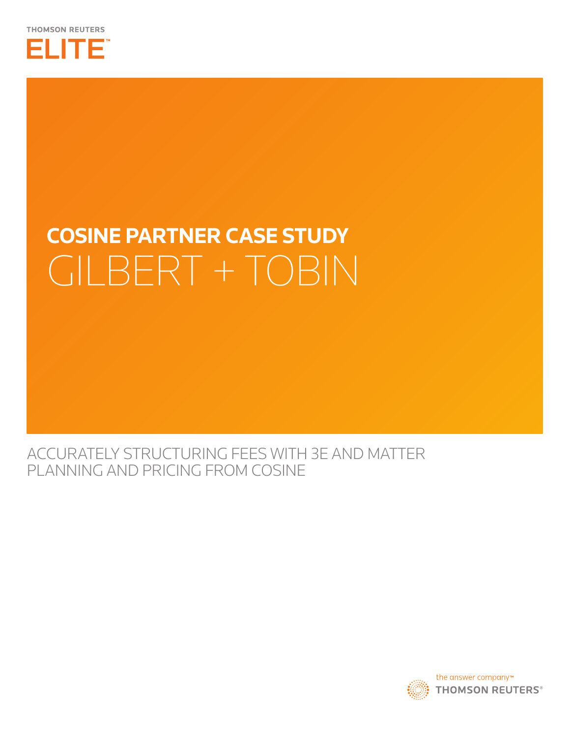THOMSON REUTERS

ELITE™

# COSINE PARTNER CASE STUDY
# GILBERT + TOBIN

ACCURATELY STRUCTURING FEES WITH 3E AND MATTER PLANNING AND PRICING FROM COSINE

the answer company™
THOMSON REUTERS®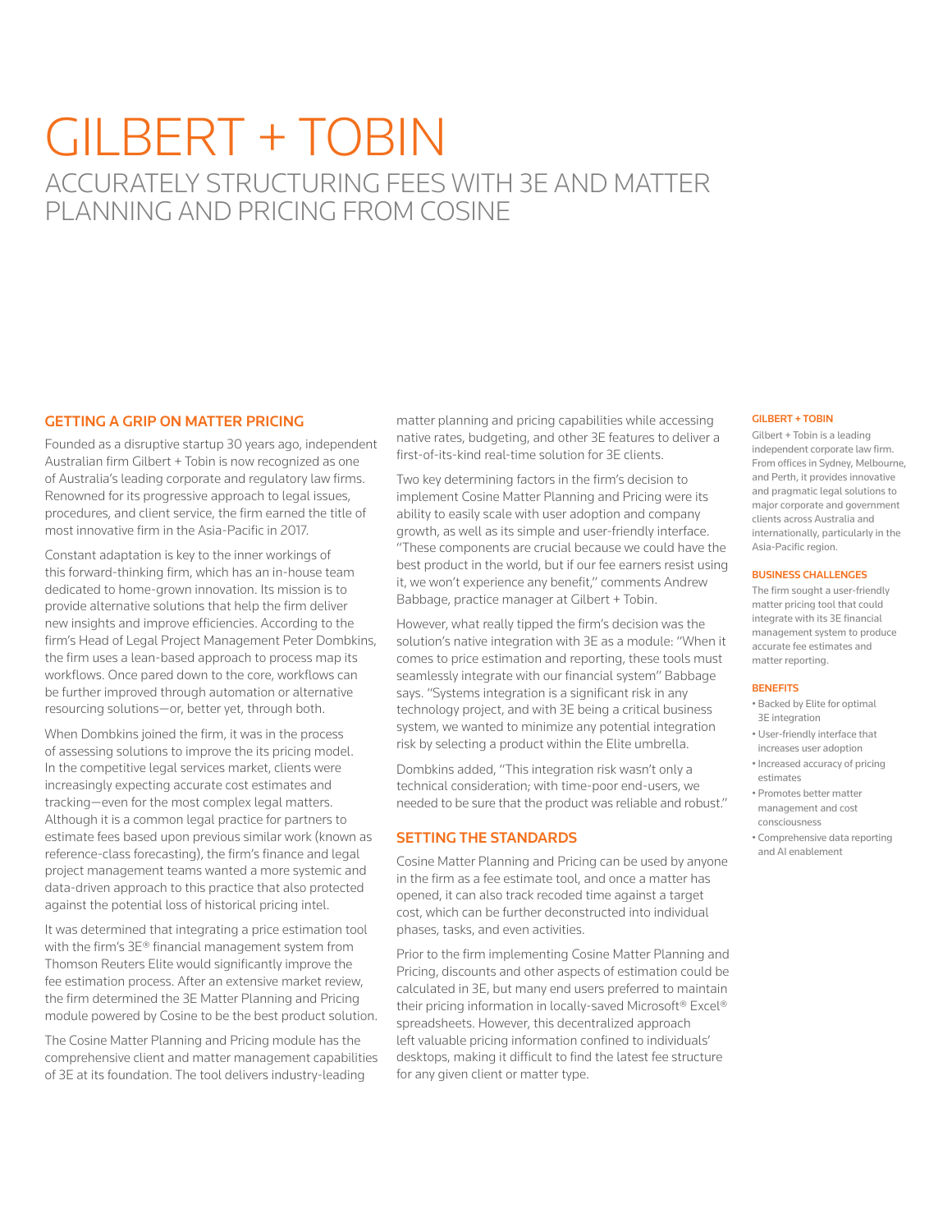# GILBERT + TOBIN

## ACCURATELY STRUCTURING FEES WITH 3E AND MATTER PLANNING AND PRICING FROM COSINE

### GETTING A GRIP ON MATTER PRICING

Founded as a disruptive startup 30 years ago, independent Australian firm Gilbert + Tobin is now recognized as one of Australia's leading corporate and regulatory law firms. Renowned for its progressive approach to legal issues, procedures, and client service, the firm earned the title of most innovative firm in the Asia-Pacific in 2017.

Constant adaptation is key to the inner workings of this forward-thinking firm, which has an in-house team dedicated to home-grown innovation. Its mission is to provide alternative solutions that help the firm deliver new insights and improve efficiencies. According to the firm's Head of Legal Project Management Peter Dombkins, the firm uses a lean-based approach to process map its workflows. Once pared down to the core, workflows can be further improved through automation or alternative resourcing solutions—or, better yet, through both.

When Dombkins joined the firm, it was in the process of assessing solutions to improve the its pricing model. In the competitive legal services market, clients were increasingly expecting accurate cost estimates and tracking—even for the most complex legal matters. Although it is a common legal practice for partners to estimate fees based upon previous similar work (known as reference-class forecasting), the firm's finance and legal project management teams wanted a more systemic and data-driven approach to this practice that also protected against the potential loss of historical pricing intel.

It was determined that integrating a price estimation tool with the firm's 3E® financial management system from Thomson Reuters Elite would significantly improve the fee estimation process. After an extensive market review, the firm determined the 3E Matter Planning and Pricing module powered by Cosine to be the best product solution.

The Cosine Matter Planning and Pricing module has the comprehensive client and matter management capabilities of 3E at its foundation. The tool delivers industry-leading matter planning and pricing capabilities while accessing native rates, budgeting, and other 3E features to deliver a first-of-its-kind real-time solution for 3E clients.

Two key determining factors in the firm's decision to implement Cosine Matter Planning and Pricing were its ability to easily scale with user adoption and company growth, as well as its simple and user-friendly interface. "These components are crucial because we could have the best product in the world, but if our fee earners resist using it, we won't experience any benefit," comments Andrew Babbage, practice manager at Gilbert + Tobin.

However, what really tipped the firm's decision was the solution's native integration with 3E as a module: "When it comes to price estimation and reporting, these tools must seamlessly integrate with our financial system" Babbage says. "Systems integration is a significant risk in any technology project, and with 3E being a critical business system, we wanted to minimize any potential integration risk by selecting a product within the Elite umbrella.

Dombkins added, "This integration risk wasn't only a technical consideration; with time-poor end-users, we needed to be sure that the product was reliable and robust."

### SETTING THE STANDARDS

Cosine Matter Planning and Pricing can be used by anyone in the firm as a fee estimate tool, and once a matter has opened, it can also track recoded time against a target cost, which can be further deconstructed into individual phases, tasks, and even activities.

Prior to the firm implementing Cosine Matter Planning and Pricing, discounts and other aspects of estimation could be calculated in 3E, but many end users preferred to maintain their pricing information in locally-saved Microsoft® Excel® spreadsheets. However, this decentralized approach left valuable pricing information confined to individuals' desktops, making it difficult to find the latest fee structure for any given client or matter type.

#### GILBERT + TOBIN

Gilbert + Tobin is a leading independent corporate law firm. From offices in Sydney, Melbourne, and Perth, it provides innovative and pragmatic legal solutions to major corporate and government clients across Australia and internationally, particularly in the Asia-Pacific region.

#### BUSINESS CHALLENGES

The firm sought a user-friendly matter pricing tool that could integrate with its 3E financial management system to produce accurate fee estimates and matter reporting.

#### BENEFITS

- Backed by Elite for optimal 3E integration
- User-friendly interface that increases user adoption
- Increased accuracy of pricing estimates
- Promotes better matter management and cost consciousness
- Comprehensive data reporting and AI enablement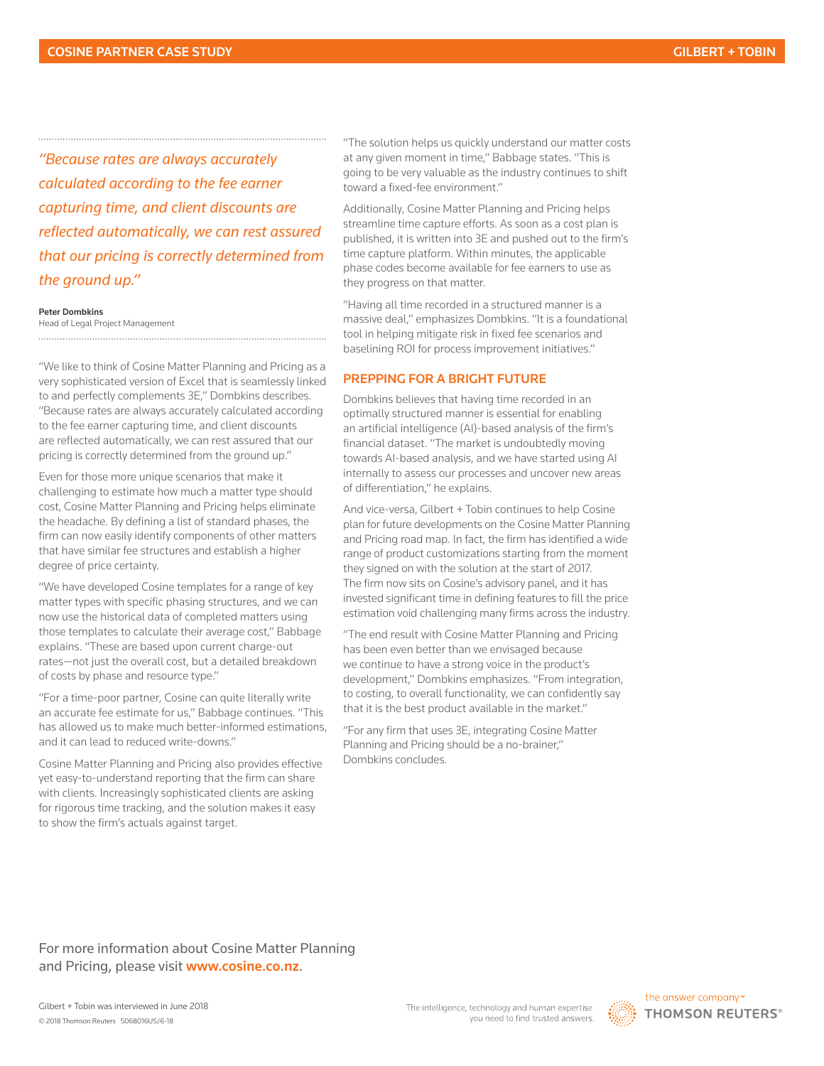*"Because rates are always accurately calculated according to the fee earner capturing time, and client discounts are reflected automatically, we can rest assured that our pricing is correctly determined from the ground up."*

**Peter Dombkins**
Head of Legal Project Management

"We like to think of Cosine Matter Planning and Pricing as a very sophisticated version of Excel that is seamlessly linked to and perfectly complements 3E," Dombkins describes. "Because rates are always accurately calculated according to the fee earner capturing time, and client discounts are reflected automatically, we can rest assured that our pricing is correctly determined from the ground up."

Even for those more unique scenarios that make it challenging to estimate how much a matter type should cost, Cosine Matter Planning and Pricing helps eliminate the headache. By defining a list of standard phases, the firm can now easily identify components of other matters that have similar fee structures and establish a higher degree of price certainty.

"We have developed Cosine templates for a range of key matter types with specific phasing structures, and we can now use the historical data of completed matters using those templates to calculate their average cost," Babbage explains. "These are based upon current charge-out rates—not just the overall cost, but a detailed breakdown of costs by phase and resource type."

"For a time-poor partner, Cosine can quite literally write an accurate fee estimate for us," Babbage continues. "This has allowed us to make much better-informed estimations, and it can lead to reduced write-downs."

Cosine Matter Planning and Pricing also provides effective yet easy-to-understand reporting that the firm can share with clients. Increasingly sophisticated clients are asking for rigorous time tracking, and the solution makes it easy to show the firm's actuals against target.

"The solution helps us quickly understand our matter costs at any given moment in time," Babbage states. "This is going to be very valuable as the industry continues to shift toward a fixed-fee environment."

Additionally, Cosine Matter Planning and Pricing helps streamline time capture efforts. As soon as a cost plan is published, it is written into 3E and pushed out to the firm's time capture platform. Within minutes, the applicable phase codes become available for fee earners to use as they progress on that matter.

"Having all time recorded in a structured manner is a massive deal," emphasizes Dombkins. "It is a foundational tool in helping mitigate risk in fixed fee scenarios and baselining ROI for process improvement initiatives."

## PREPPING FOR A BRIGHT FUTURE

Dombkins believes that having time recorded in an optimally structured manner is essential for enabling an artificial intelligence (AI)-based analysis of the firm's financial dataset. "The market is undoubtedly moving towards AI-based analysis, and we have started using AI internally to assess our processes and uncover new areas of differentiation," he explains.

And vice-versa, Gilbert + Tobin continues to help Cosine plan for future developments on the Cosine Matter Planning and Pricing road map. In fact, the firm has identified a wide range of product customizations starting from the moment they signed on with the solution at the start of 2017. The firm now sits on Cosine's advisory panel, and it has invested significant time in defining features to fill the price estimation void challenging many firms across the industry.

"The end result with Cosine Matter Planning and Pricing has been even better than we envisaged because we continue to have a strong voice in the product's development," Dombkins emphasizes. "From integration, to costing, to overall functionality, we can confidently say that it is the best product available in the market."

"For any firm that uses 3E, integrating Cosine Matter Planning and Pricing should be a no-brainer," Dombkins concludes.

For more information about Cosine Matter Planning and Pricing, please visit **www.cosine.co.nz**.

Gilbert + Tobin was interviewed in June 2018

© 2018 Thomson Reuters S068016US/6-18

The intelligence, technology and human expertise you need to find trusted answers.

the answer company™ THOMSON REUTERS®